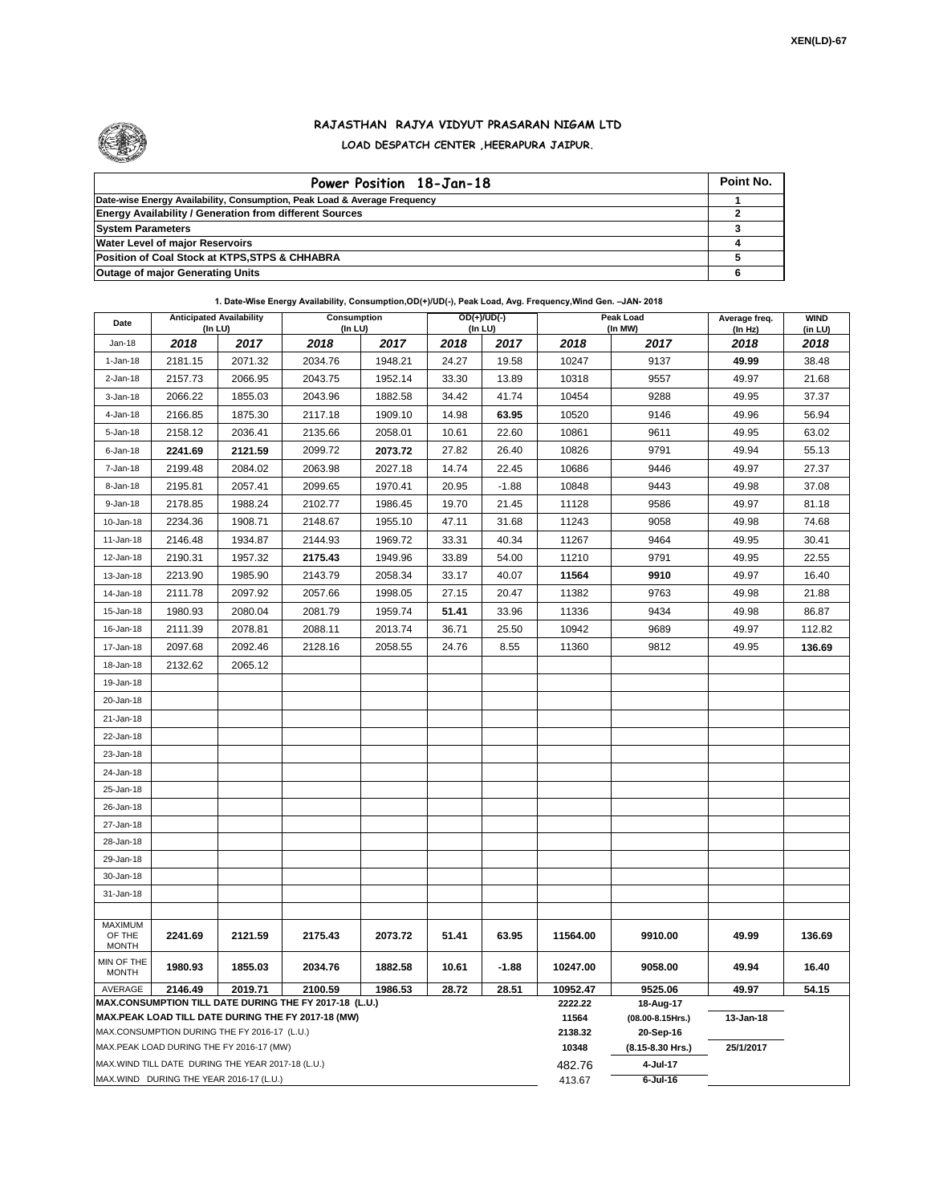XEN(LD)-67

# RAJASTHAN RAJYA VIDYUT PRASARAN NIGAM LTD

## LOAD DESPATCH CENTER ,HEERAPURA JAIPUR.

| Power Position 18-Jan-18 | Point No. |
|---|---|
| Date-wise Energy Availability, Consumption, Peak Load & Average Frequency | 1 |
| Energy Availability / Generation from different Sources | 2 |
| System Parameters | 3 |
| Water Level of major Reservoirs | 4 |
| Position of Coal Stock at KTPS,STPS & CHHABRA | 5 |
| Outage of major Generating Units | 6 |

**1. Date-Wise Energy Availability, Consumption,OD(+)/UD(-), Peak Load, Avg. Frequency,Wind Gen. –JAN- 2018**

| Date | Anticipated Availability (In LU) | | Consumption (In LU) | | OD(+)/UD(-) (In LU) | | Peak Load (In MW) | | Average freq. (In Hz) | WIND (in LU) |
|---|---|---|---|---|---|---|---|---|---|---|
| Jan-18 | 2018 | 2017 | 2018 | 2017 | 2018 | 2017 | 2018 | 2017 | 2018 | 2018 |
| 1-Jan-18 | 2181.15 | 2071.32 | 2034.76 | 1948.21 | 24.27 | 19.58 | 10247 | 9137 | **49.99** | 38.48 |
| 2-Jan-18 | 2157.73 | 2066.95 | 2043.75 | 1952.14 | 33.30 | 13.89 | 10318 | 9557 | 49.97 | 21.68 |
| 3-Jan-18 | 2066.22 | 1855.03 | 2043.96 | 1882.58 | 34.42 | 41.74 | 10454 | 9288 | 49.95 | 37.37 |
| 4-Jan-18 | 2166.85 | 1875.30 | 2117.18 | 1909.10 | 14.98 | **63.95** | 10520 | 9146 | 49.96 | 56.94 |
| 5-Jan-18 | 2158.12 | 2036.41 | 2135.66 | 2058.01 | 10.61 | 22.60 | 10861 | 9611 | 49.95 | 63.02 |
| 6-Jan-18 | **2241.69** | **2121.59** | 2099.72 | **2073.72** | 27.82 | 26.40 | 10826 | 9791 | 49.94 | 55.13 |
| 7-Jan-18 | 2199.48 | 2084.02 | 2063.98 | 2027.18 | 14.74 | 22.45 | 10686 | 9446 | 49.97 | 27.37 |
| 8-Jan-18 | 2195.81 | 2057.41 | 2099.65 | 1970.41 | 20.95 | -1.88 | 10848 | 9443 | 49.98 | 37.08 |
| 9-Jan-18 | 2178.85 | 1988.24 | 2102.77 | 1986.45 | 19.70 | 21.45 | 11128 | 9586 | 49.97 | 81.18 |
| 10-Jan-18 | 2234.36 | 1908.71 | 2148.67 | 1955.10 | 47.11 | 31.68 | 11243 | 9058 | 49.98 | 74.68 |
| 11-Jan-18 | 2146.48 | 1934.87 | 2144.93 | 1969.72 | 33.31 | 40.34 | 11267 | 9464 | 49.95 | 30.41 |
| 12-Jan-18 | 2190.31 | 1957.32 | **2175.43** | 1949.96 | 33.89 | 54.00 | 11210 | 9791 | 49.95 | 22.55 |
| 13-Jan-18 | 2213.90 | 1985.90 | 2143.79 | 2058.34 | 33.17 | 40.07 | **11564** | **9910** | 49.97 | 16.40 |
| 14-Jan-18 | 2111.78 | 2097.92 | 2057.66 | 1998.05 | 27.15 | 20.47 | 11382 | 9763 | 49.98 | 21.88 |
| 15-Jan-18 | 1980.93 | 2080.04 | 2081.79 | 1959.74 | **51.41** | 33.96 | 11336 | 9434 | 49.98 | 86.87 |
| 16-Jan-18 | 2111.39 | 2078.81 | 2088.11 | 2013.74 | 36.71 | 25.50 | 10942 | 9689 | 49.97 | 112.82 |
| 17-Jan-18 | 2097.68 | 2092.46 | 2128.16 | 2058.55 | 24.76 | 8.55 | 11360 | 9812 | 49.95 | **136.69** |
| 18-Jan-18 | 2132.62 | 2065.12 | | | | | | | | |
| 19-Jan-18 | | | | | | | | | | |
| 20-Jan-18 | | | | | | | | | | |
| 21-Jan-18 | | | | | | | | | | |
| 22-Jan-18 | | | | | | | | | | |
| 23-Jan-18 | | | | | | | | | | |
| 24-Jan-18 | | | | | | | | | | |
| 25-Jan-18 | | | | | | | | | | |
| 26-Jan-18 | | | | | | | | | | |
| 27-Jan-18 | | | | | | | | | | |
| 28-Jan-18 | | | | | | | | | | |
| 29-Jan-18 | | | | | | | | | | |
| 30-Jan-18 | | | | | | | | | | |
| 31-Jan-18 | | | | | | | | | | |
| MAXIMUM OF THE MONTH | 2241.69 | 2121.59 | 2175.43 | 2073.72 | 51.41 | 63.95 | 11564.00 | 9910.00 | 49.99 | 136.69 |
| MIN OF THE MONTH | 1980.93 | 1855.03 | 2034.76 | 1882.58 | 10.61 | -1.88 | 10247.00 | 9058.00 | 49.94 | 16.40 |
| AVERAGE | 2146.49 | 2019.71 | 2100.59 | 1986.53 | 28.72 | 28.51 | 10952.47 | 9525.06 | 49.97 | 54.15 |

| | | | |
|---|---|---|---|
| MAX.CONSUMPTION TILL DATE DURING THE FY 2017-18 (L.U.) | 2222.22 | 18-Aug-17 | |
| MAX.PEAK LOAD TILL DATE DURING THE FY 2017-18 (MW) | 11564 | (08.00-8.15Hrs.) | 13-Jan-18 |
| MAX.CONSUMPTION DURING THE FY 2016-17 (L.U.) | 2138.32 | 20-Sep-16 | |
| MAX.PEAK LOAD DURING THE FY 2016-17 (MW) | 10348 | (8.15-8.30 Hrs.) | 25/1/2017 |
| MAX.WIND TILL DATE DURING THE YEAR 2017-18 (L.U.) | 482.76 | 4-Jul-17 | |
| MAX.WIND DURING THE YEAR 2016-17 (L.U.) | 413.67 | 6-Jul-16 | |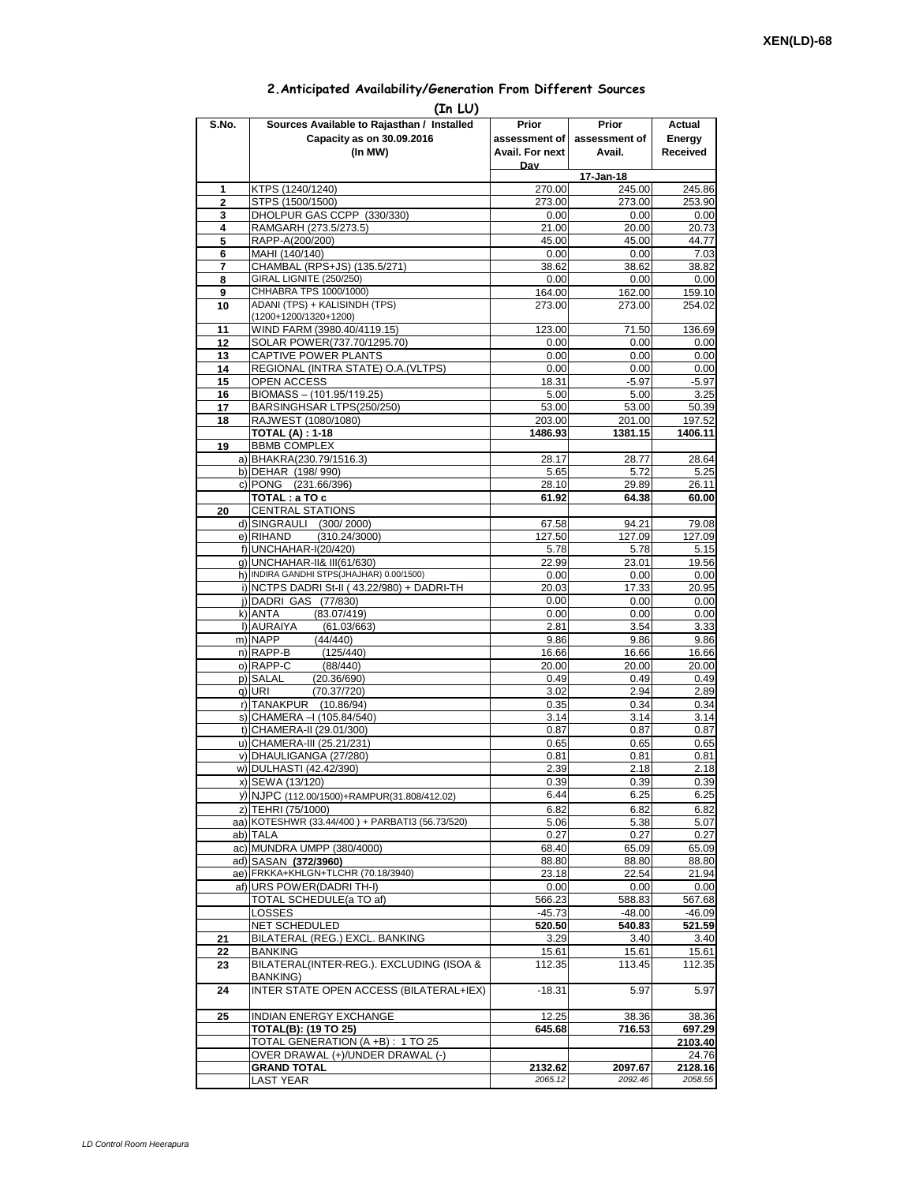XEN(LD)-68

## 2.Anticipated Availability/Generation From Different Sources

(In LU)

| S.No. | Sources Available to Rajasthan / Installed Capacity as on 30.09.2016 (In MW) | Prior assessment of Avail. For next Day | Prior assessment of Avail. | Actual Energy Received |
|---|---|---|---|---|
| | | 17-Jan-18 | | |
| 1 | KTPS (1240/1240) | 270.00 | 245.00 | 245.86 |
| 2 | STPS (1500/1500) | 273.00 | 273.00 | 253.90 |
| 3 | DHOLPUR GAS CCPP (330/330) | 0.00 | 0.00 | 0.00 |
| 4 | RAMGARH (273.5/273.5) | 21.00 | 20.00 | 20.73 |
| 5 | RAPP-A(200/200) | 45.00 | 45.00 | 44.77 |
| 6 | MAHI (140/140) | 0.00 | 0.00 | 7.03 |
| 7 | CHAMBAL (RPS+JS) (135.5/271) | 38.62 | 38.62 | 38.82 |
| 8 | GIRAL LIGNITE (250/250) | 0.00 | 0.00 | 0.00 |
| 9 | CHHABRA TPS 1000/1000) | 164.00 | 162.00 | 159.10 |
| 10 | ADANI (TPS) + KALISINDH (TPS) (1200+1200/1320+1200) | 273.00 | 273.00 | 254.02 |
| 11 | WIND FARM (3980.40/4119.15) | 123.00 | 71.50 | 136.69 |
| 12 | SOLAR POWER(737.70/1295.70) | 0.00 | 0.00 | 0.00 |
| 13 | CAPTIVE POWER PLANTS | 0.00 | 0.00 | 0.00 |
| 14 | REGIONAL (INTRA STATE) O.A.(VLTPS) | 0.00 | 0.00 | 0.00 |
| 15 | OPEN ACCESS | 18.31 | -5.97 | -5.97 |
| 16 | BIOMASS – (101.95/119.25) | 5.00 | 5.00 | 3.25 |
| 17 | BARSINGHSAR LTPS(250/250) | 53.00 | 53.00 | 50.39 |
| 18 | RAJWEST (1080/1080) | 203.00 | 201.00 | 197.52 |
| | **TOTAL (A) : 1-18** | **1486.93** | **1381.15** | **1406.11** |
| 19 | BBMB COMPLEX | | | |
| | a) BHAKRA(230.79/1516.3) | 28.17 | 28.77 | 28.64 |
| | b) DEHAR (198/ 990) | 5.65 | 5.72 | 5.25 |
| | c) PONG (231.66/396) | 28.10 | 29.89 | 26.11 |
| | **TOTAL : a TO c** | **61.92** | **64.38** | **60.00** |
| 20 | CENTRAL STATIONS | | | |
| | d) SINGRAULI (300/ 2000) | 67.58 | 94.21 | 79.08 |
| | e) RIHAND (310.24/3000) | 127.50 | 127.09 | 127.09 |
| | f) UNCHAHAR-I(20/420) | 5.78 | 5.78 | 5.15 |
| | g) UNCHAHAR-II& III(61/630) | 22.99 | 23.01 | 19.56 |
| | h) INDIRA GANDHI STPS(JHAJHAR) 0.00/1500) | 0.00 | 0.00 | 0.00 |
| | i) NCTPS DADRI St-II ( 43.22/980) + DADRI-TH | 20.03 | 17.33 | 20.95 |
| | j) DADRI GAS (77/830) | 0.00 | 0.00 | 0.00 |
| | k) ANTA (83.07/419) | 0.00 | 0.00 | 0.00 |
| | l) AURAIYA (61.03/663) | 2.81 | 3.54 | 3.33 |
| | m) NAPP (44/440) | 9.86 | 9.86 | 9.86 |
| | n) RAPP-B (125/440) | 16.66 | 16.66 | 16.66 |
| | o) RAPP-C (88/440) | 20.00 | 20.00 | 20.00 |
| | p) SALAL (20.36/690) | 0.49 | 0.49 | 0.49 |
| | q) URI (70.37/720) | 3.02 | 2.94 | 2.89 |
| | r) TANAKPUR (10.86/94) | 0.35 | 0.34 | 0.34 |
| | s) CHAMERA –I (105.84/540) | 3.14 | 3.14 | 3.14 |
| | t) CHAMERA-II (29.01/300) | 0.87 | 0.87 | 0.87 |
| | u) CHAMERA-III (25.21/231) | 0.65 | 0.65 | 0.65 |
| | v) DHAULIGANGA (27/280) | 0.81 | 0.81 | 0.81 |
| | w) DULHASTI (42.42/390) | 2.39 | 2.18 | 2.18 |
| | x) SEWA (13/120) | 0.39 | 0.39 | 0.39 |
| | y) NJPC (112.00/1500)+RAMPUR(31.808/412.02) | 6.44 | 6.25 | 6.25 |
| | z) TEHRI (75/1000) | 6.82 | 6.82 | 6.82 |
| | aa) KOTESHWR (33.44/400 ) + PARBATI3 (56.73/520) | 5.06 | 5.38 | 5.07 |
| | ab) TALA | 0.27 | 0.27 | 0.27 |
| | ac) MUNDRA UMPP (380/4000) | 68.40 | 65.09 | 65.09 |
| | ad) SASAN **(372/3960)** | 88.80 | 88.80 | 88.80 |
| | ae) FRKKA+KHLGN+TLCHR (70.18/3940) | 23.18 | 22.54 | 21.94 |
| | af) URS POWER(DADRI TH-I) | 0.00 | 0.00 | 0.00 |
| | TOTAL SCHEDULE(a TO af) | 566.23 | 588.83 | 567.68 |
| | LOSSES | -45.73 | -48.00 | -46.09 |
| | NET SCHEDULED | **520.50** | **540.83** | **521.59** |
| 21 | BILATERAL (REG.) EXCL. BANKING | 3.29 | 3.40 | 3.40 |
| 22 | BANKING | 15.61 | 15.61 | 15.61 |
| 23 | BILATERAL(INTER-REG.). EXCLUDING (ISOA & BANKING) | 112.35 | 113.45 | 112.35 |
| 24 | INTER STATE OPEN ACCESS (BILATERAL+IEX) | -18.31 | 5.97 | 5.97 |
| 25 | INDIAN ENERGY EXCHANGE | 12.25 | 38.36 | 38.36 |
| | **TOTAL(B): (19 TO 25)** | **645.68** | **716.53** | **697.29** |
| | TOTAL GENERATION (A +B) : 1 TO 25 | | | **2103.40** |
| | OVER DRAWAL (+)/UNDER DRAWAL (-) | | | 24.76 |
| | **GRAND TOTAL** | **2132.62** | **2097.67** | **2128.16** |
| | LAST YEAR | *2065.12* | *2092.46* | *2058.55* |

*LD Control Room Heerapura*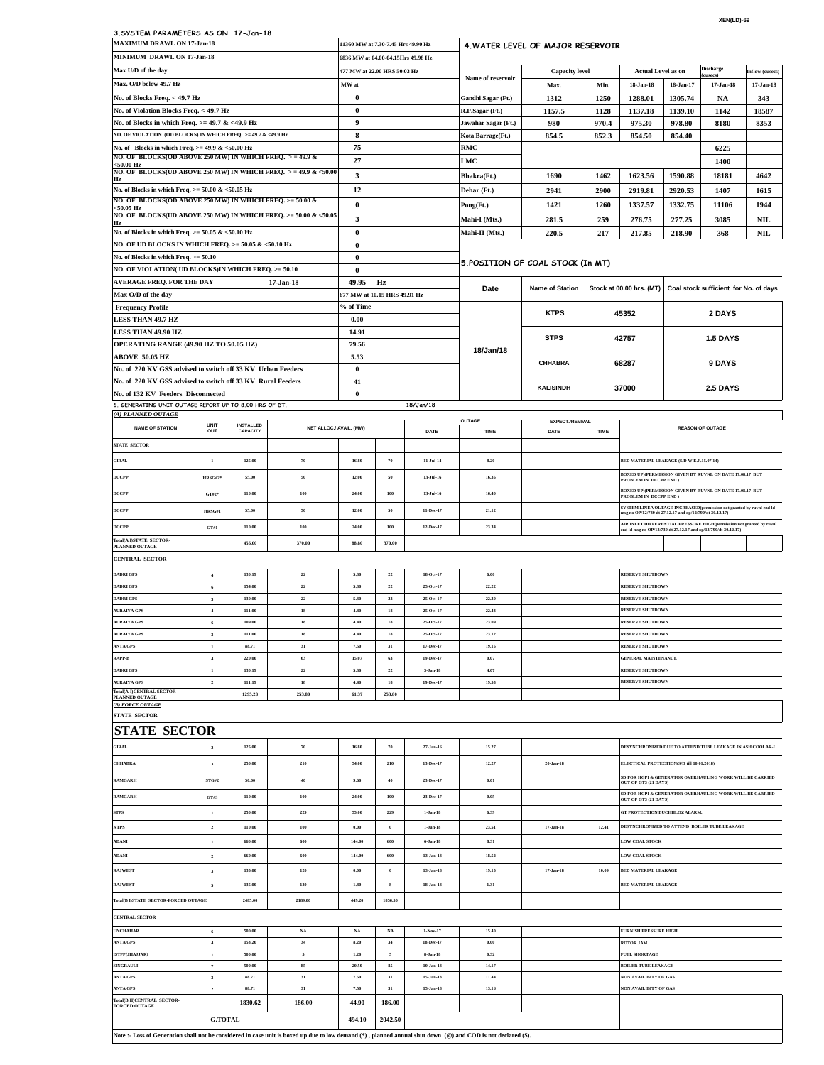XEN(LD)-69

## 3.SYSTEM PARAMETERS AS ON 17-Jan-18

| | |
|---|---|
| MAXIMUM DRAWL ON 17-Jan-18 | 11360 MW at 7.30-7.45 Hrs 49.90 Hz |
| MINIMUM DRAWL ON 17-Jan-18 | 6836 MW at 04.00-04.15Hrs 49.98 Hz |
| Max U/D of the day | 477 MW at 22.00 HRS 50.03 Hz |
| Max. O/D below 49.7 Hz | MW at |
| No. of Blocks Freq. < 49.7 Hz | 0 |
| No. of Violation Blocks Freq. < 49.7 Hz | 0 |
| No. of Blocks in which Freq. >= 49.7 & <49.9 Hz | 9 |
| NO. OF VIOLATION (OD BLOCKS) IN WHICH FREQ. >= 49.7 & <49.9 Hz | 8 |
| No. of Blocks in which Freq. >= 49.9 & <50.00 Hz | 75 |
| NO. OF BLOCKS(OD ABOVE 250 MW) IN WHICH FREQ. > = 49.9 & <50.00 Hz | 27 |
| NO. OF BLOCKS(UD ABOVE 250 MW) IN WHICH FREQ. > = 49.9 & <50.00 Hz | 3 |
| No. of Blocks in which Freq. >= 50.00 & <50.05 Hz | 12 |
| NO. OF BLOCKS(OD ABOVE 250 MW) IN WHICH FREQ. >= 50.00 & <50.05 Hz | 0 |
| NO. OF BLOCKS(UD ABOVE 250 MW) IN WHICH FREQ. >= 50.00 & <50.05 Hz | 3 |
| No. of Blocks in which Freq. >= 50.05 & <50.10 Hz | 0 |
| NO. OF UD BLOCKS IN WHICH FREQ. >= 50.05 & <50.10 Hz | 0 |
| No. of Blocks in which Freq. >= 50.10 | 0 |
| NO. OF VIOLATION( UD BLOCKS)IN WHICH FREQ. >= 50.10 | 0 |
| AVERAGE FREQ. FOR THE DAY 17-Jan-18 | 49.95 Hz |
| Max O/D of the day | 677 MW at 10.15 HRS 49.91 Hz |
| Frequency Profile | % of Time |
| LESS THAN 49.7 HZ | 0.00 |
| LESS THAN 49.90 HZ | 14.91 |
| OPERATING RANGE (49.90 HZ TO 50.05 HZ) | 79.56 |
| ABOVE 50.05 HZ | 5.53 |
| No. of 220 KV GSS advised to switch off 33 KV Urban Feeders | 0 |
| No. of 220 KV GSS advised to switch off 33 KV Rural Feeders | 41 |
| No. of 132 KV Feeders Disconnected | 0 |

## 4.WATER LEVEL OF MAJOR RESERVOIR

| Name of reservoir | Capacity level | | Actual Level as on | | Discharge (cusecs) | Inflow (cusecs) |
|---|---|---|---|---|---|---|
| | Max. | Min. | 18-Jan-18 | 18-Jan-17 | 17-Jan-18 | 17-Jan-18 |
| Gandhi Sagar (Ft.) | 1312 | 1250 | 1288.01 | 1305.74 | NA | 343 |
| R.P.Sagar (Ft.) | 1157.5 | 1128 | 1137.18 | 1139.10 | 1142 | 18587 |
| Jawahar Sagar (Ft.) | 980 | 970.4 | 975.30 | 978.80 | 8180 | 8353 |
| Kota Barrage(Ft.) | 854.5 | 852.3 | 854.50 | 854.40 | | |
| RMC | | | | | 6225 | |
| LMC | | | | | 1400 | |
| Bhakra(Ft.) | 1690 | 1462 | 1623.56 | 1590.88 | 18181 | 4642 |
| Dehar (Ft.) | 2941 | 2900 | 2919.81 | 2920.53 | 1407 | 1615 |
| Pong(Ft.) | 1421 | 1260 | 1337.57 | 1332.75 | 11106 | 1944 |
| Mahi-I (Mts.) | 281.5 | 259 | 276.75 | 277.25 | 3085 | NIL |
| Mahi-II (Mts.) | 220.5 | 217 | 217.85 | 218.90 | 368 | NIL |

## 5.POSITION OF COAL STOCK (In MT)

| Date | Name of Station | Stock at 00.00 hrs. (MT) | Coal stock sufficient for No. of days |
|---|---|---|---|
| 18/Jan/18 | KTPS | 45352 | 2 DAYS |
| | STPS | 42757 | 1.5 DAYS |
| | CHHABRA | 68287 | 9 DAYS |
| | KALISINDH | 37000 | 2.5 DAYS |

## 6. GENERATING UNIT OUTAGE REPORT UP TO 8.00 HRS OF DT. 18/Jan/18

*(A) PLANNED OUTAGE*

| NAME OF STATION | UNIT OUT | INSTALLED CAPACITY | NET ALLOC./ AVAIL. (MW) | | | OUTAGE DATE | OUTAGE TIME | EXPECT./REVIVAL DATE | EXPECT./REVIVAL TIME | REASON OF OUTAGE |
|---|---|---|---|---|---|---|---|---|---|---|
| STATE SECTOR | | | | | | | | | | |
| GIRAL | 1 | 125.00 | 70 | 16.80 | 70 | 11-Jul-14 | 8.20 | | | BED MATERIAL LEAKAGE (S/D W.E.F.15.07.14) |
| DCCPP | HRSG#2* | 55.00 | 50 | 12.00 | 50 | 13-Jul-16 | 16.35 | | | BOXED UP(PERMISSION GIVEN BY RUVNL ON DATE 17.08.17 BUT PROBLEM IN DCCPP END ) |
| DCCPP | GT#2* | 110.00 | 100 | 24.00 | 100 | 13-Jul-16 | 16.40 | | | BOXED UP(PERMISSION GIVEN BY RUVNL ON DATE 17.08.17 BUT PROBLEM IN DCCPP END ) |
| DCCPP | HRSG#1 | 55.00 | 50 | 12.00 | 50 | 11-Dec-17 | 21.12 | | | SYSTEM LINE VOLTAGE INCREASED(permission not granted by ruvnl end ld msg no OP/12/730 dt 27.12.17 and op/12/790/dt 30.12.17) |
| DCCPP | GT#1 | 110.00 | 100 | 24.00 | 100 | 12-Dec-17 | 23.34 | | | AIR INLET DIFFERENTIAL PRESSURE HIGH(permission not granted by ruvnl end ld msg no OP/12/730 dt 27.12.17 and op/12/790/dt 30.12.17) |
| Total(A I)STATE SECTOR-PLANNED OUTAGE | | 455.00 | 370.00 | 88.80 | 370.00 | | | | | |
| CENTRAL SECTOR | | | | | | | | | | |
| DADRI GPS | 4 | 130.19 | 22 | 5.30 | 22 | 18-Oct-17 | 6.00 | | | RESERVE SHUTDOWN |
| DADRI GPS | 6 | 154.00 | 22 | 5.30 | 22 | 25-Oct-17 | 22.22 | | | RESERVE SHUTDOWN |
| DADRI GPS | 3 | 130.00 | 22 | 5.30 | 22 | 25-Oct-17 | 22.30 | | | RESERVE SHUTDOWN |
| AURAIYA GPS | 4 | 111.00 | 18 | 4.40 | 18 | 25-Oct-17 | 22.43 | | | RESERVE SHUTDOWN |
| AURAIYA GPS | 6 | 109.00 | 18 | 4.40 | 18 | 25-Oct-17 | 23.09 | | | RESERVE SHUTDOWN |
| AURAIYA GPS | 3 | 111.00 | 18 | 4.40 | 18 | 25-Oct-17 | 23.12 | | | RESERVE SHUTDOWN |
| ANTA GPS | 1 | 88.71 | 31 | 7.50 | 31 | 17-Dec-17 | 19.15 | | | RESERVE SHUTDOWN |
| RAPP-B | 4 | 220.00 | 63 | 15.07 | 63 | 19-Dec-17 | 0.07 | | | GENERAL MAINTENANCE |
| DADRI GPS | 1 | 130.19 | 22 | 5.30 | 22 | 3-Jan-18 | 4.07 | | | RESERVE SHUTDOWN |
| AURAIYA GPS | 2 | 111.19 | 18 | 4.40 | 18 | 19-Dec-17 | 19.53 | | | RESERVE SHUTDOWN |
| Total(A-II)CENTRAL SECTOR-PLANNED OUTAGE | | 1295.28 | 253.80 | 61.37 | 253.80 | | | | | |

*(B) FORCE OUTAGE*

| NAME OF STATION | UNIT OUT | INSTALLED CAPACITY | NET ALLOC./ AVAIL. (MW) | | | OUTAGE DATE | OUTAGE TIME | EXPECT./REVIVAL DATE | EXPECT./REVIVAL TIME | REASON OF OUTAGE |
|---|---|---|---|---|---|---|---|---|---|---|
| STATE SECTOR | | | | | | | | | | |
| GIRAL | 2 | 125.00 | 70 | 16.80 | 70 | 27-Jan-16 | 15.27 | | | DESYNCHRONIZED DUE TO ATTEND TUBE LEAKAGE IN ASH COOLAR-I |
| CHHABRA | 3 | 250.00 | 210 | 54.00 | 210 | 13-Dec-17 | 12.27 | 20-Jan-18 | | ELECTICAL PROTECTION(S/D till 10.01.2018) |
| RAMGARH | STG#2 | 50.00 | 40 | 9.60 | 40 | 23-Dec-17 | 0.01 | | | SD FOR HGPI & GENERATOR OVERHAULING WORK WILL BE CARRIED OUT OF GT3 (21 DAYS) |
| RAMGARH | GT#3 | 110.00 | 100 | 24.00 | 100 | 23-Dec-17 | 0.05 | | | SD FOR HGPI & GENERATOR OVERHAULING WORK WILL BE CARRIED OUT OF GT3 (21 DAYS) |
| STPS | 1 | 250.00 | 229 | 55.00 | 229 | 1-Jan-18 | 6.39 | | | GT PROTECTION BUCHHLOZ ALARM. |
| KTPS | 2 | 110.00 | 100 | 0.00 | 0 | 1-Jan-18 | 23.51 | 17-Jan-18 | 12.41 | DESYNCHRONIZED TO ATTEND BOILER TUBE LEAKAGE |
| ADANI | 1 | 660.00 | 600 | 144.00 | 600 | 6-Jan-18 | 8.31 | | | LOW COAL STOCK |
| ADANI | 2 | 660.00 | 600 | 144.00 | 600 | 13-Jan-18 | 18.52 | | | LOW COAL STOCK |
| RAJWEST | 3 | 135.00 | 120 | 0.00 | 0 | 13-Jan-18 | 19.15 | 17-Jan-18 | 10.09 | BED MATERIAL LEAKAGE |
| RAJWEST | 5 | 135.00 | 120 | 1.80 | 8 | 18-Jan-18 | 1.31 | | | BED MATERIAL LEAKAGE |
| Total(B I)STATE SECTOR-FORCED OUTAGE | | 2485.00 | 2189.00 | 449.20 | 1856.50 | | | | | |
| CENTRAL SECTOR | | | | | | | | | | |
| UNCHAHAR | 6 | 500.00 | NA | NA | NA | 1-Nov-17 | 15.40 | | | FURNISH PRESSURE HIGH |
| ANTA GPS | 4 | 153.20 | 34 | 8.20 | 34 | 18-Dec-17 | 0.00 | | | ROTOR JAM |
| ISTPP(JHAJJAR) | 1 | 500.00 | 5 | 1.20 | 5 | 8-Jan-18 | 0.32 | | | FUEL SHORTAGE |
| SINGRAULI | 7 | 500.00 | 85 | 20.50 | 85 | 10-Jan-18 | 14.17 | | | BOILER TUBE LEAKAGE |
| ANTA GPS | 3 | 88.71 | 31 | 7.50 | 31 | 15-Jan-18 | 11.44 | | | NON AVAILIBITY OF GAS |
| ANTA GPS | 2 | 88.71 | 31 | 7.50 | 31 | 15-Jan-18 | 13.16 | | | NON AVAILIBITY OF GAS |
| Total(B II)CENTRAL SECTOR-FORCED OUTAGE | | 1830.62 | 186.00 | 44.90 | 186.00 | | | | | |
| G.TOTAL | | | | 494.10 | 2042.50 | | | | | |

Note :- Loss of Generation shall not be considered in case unit is boxed up due to low demand (*) , planned annual shut down (@) and COD is not declared ($).